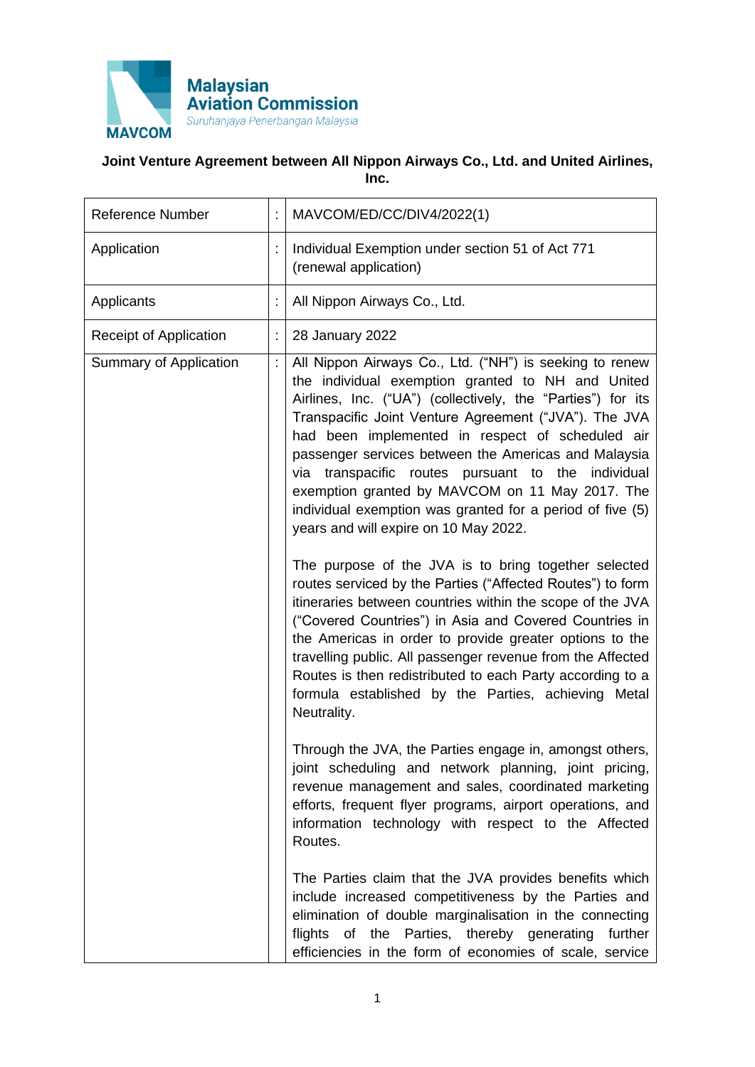Malaysian Aviation Commission
Suruhanjaya Penerbangan Malaysia
MAVCOM

**Joint Venture Agreement between All Nippon Airways Co., Ltd. and United Airlines, Inc.**

| | | |
|---|---|---|
| Reference Number | : | MAVCOM/ED/CC/DIV4/2022(1) |
| Application | : | Individual Exemption under section 51 of Act 771 (renewal application) |
| Applicants | : | All Nippon Airways Co., Ltd. |
| Receipt of Application | : | 28 January 2022 |
| Summary of Application | : | All Nippon Airways Co., Ltd. ("NH") is seeking to renew the individual exemption granted to NH and United Airlines, Inc. ("UA") (collectively, the "Parties") for its Transpacific Joint Venture Agreement ("JVA"). The JVA had been implemented in respect of scheduled air passenger services between the Americas and Malaysia via transpacific routes pursuant to the individual exemption granted by MAVCOM on 11 May 2017. The individual exemption was granted for a period of five (5) years and will expire on 10 May 2022.<br><br>The purpose of the JVA is to bring together selected routes serviced by the Parties ("Affected Routes") to form itineraries between countries within the scope of the JVA ("Covered Countries") in Asia and Covered Countries in the Americas in order to provide greater options to the travelling public. All passenger revenue from the Affected Routes is then redistributed to each Party according to a formula established by the Parties, achieving Metal Neutrality.<br><br>Through the JVA, the Parties engage in, amongst others, joint scheduling and network planning, joint pricing, revenue management and sales, coordinated marketing efforts, frequent flyer programs, airport operations, and information technology with respect to the Affected Routes.<br><br>The Parties claim that the JVA provides benefits which include increased competitiveness by the Parties and elimination of double marginalisation in the connecting flights of the Parties, thereby generating further efficiencies in the form of economies of scale, service |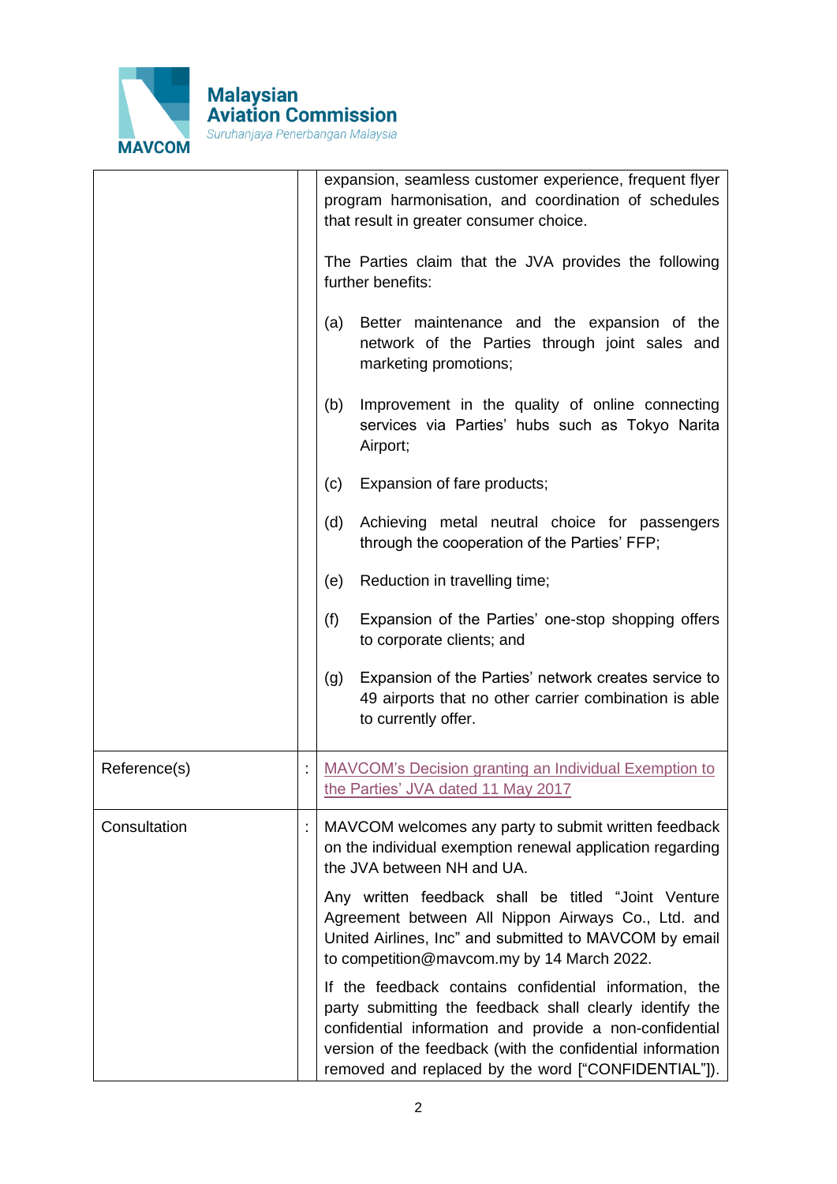| | | |
|---|---|---|
| | | expansion, seamless customer experience, frequent flyer program harmonisation, and coordination of schedules that result in greater consumer choice.<br><br>The Parties claim that the JVA provides the following further benefits:<br><br>(a) Better maintenance and the expansion of the network of the Parties through joint sales and marketing promotions;<br><br>(b) Improvement in the quality of online connecting services via Parties' hubs such as Tokyo Narita Airport;<br><br>(c) Expansion of fare products;<br><br>(d) Achieving metal neutral choice for passengers through the cooperation of the Parties' FFP;<br><br>(e) Reduction in travelling time;<br><br>(f) Expansion of the Parties' one-stop shopping offers to corporate clients; and<br><br>(g) Expansion of the Parties' network creates service to 49 airports that no other carrier combination is able to currently offer. |
| Reference(s) | : | MAVCOM's Decision granting an Individual Exemption to the Parties' JVA dated 11 May 2017 |
| Consultation | : | MAVCOM welcomes any party to submit written feedback on the individual exemption renewal application regarding the JVA between NH and UA.<br><br>Any written feedback shall be titled "Joint Venture Agreement between All Nippon Airways Co., Ltd. and United Airlines, Inc" and submitted to MAVCOM by email to competition@mavcom.my by 14 March 2022.<br><br>If the feedback contains confidential information, the party submitting the feedback shall clearly identify the confidential information and provide a non-confidential version of the feedback (with the confidential information removed and replaced by the word ["CONFIDENTIAL"]). |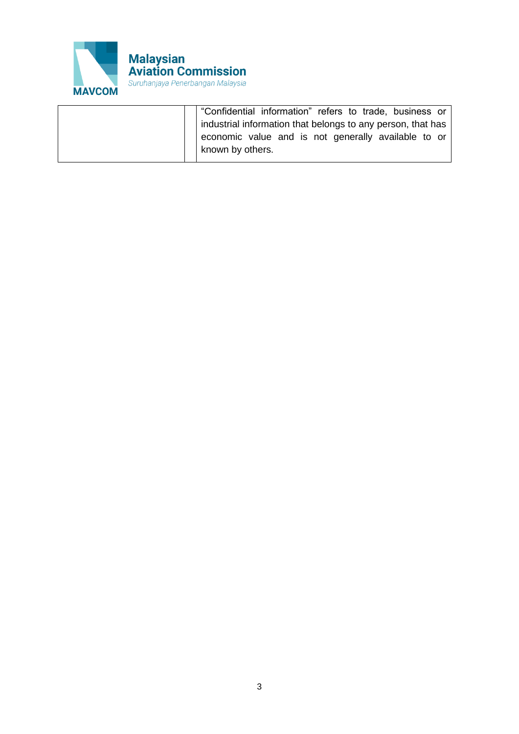| | | |
|---|---|---|
| | | "Confidential information" refers to trade, business or industrial information that belongs to any person, that has economic value and is not generally available to or known by others. |